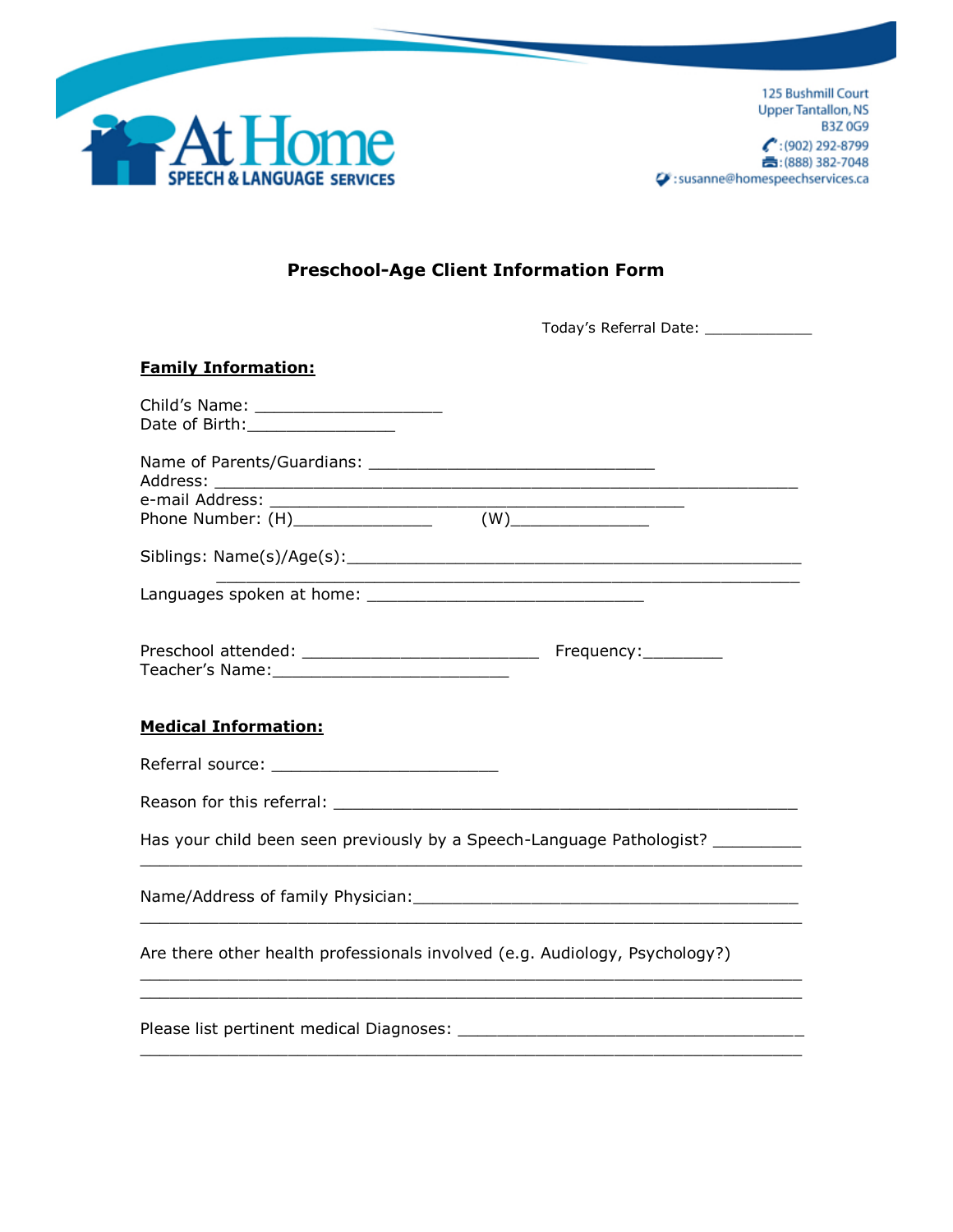At Home SPEECH & LANGUAGE SERVICES

125 Bushmill Court
Upper Tantallon, NS
B3Z 0G9
:(902) 292-8799
:(888) 382-7048
:susanne@homespeechservices.ca

## Preschool-Age Client Information Form

Today's Referral Date: ____________

**Family Information:**

Child's Name: ___________________
Date of Birth:_______________

Name of Parents/Guardians: _____________________________
Address: ________________________________________________________
e-mail Address: __________________________________________
Phone Number: (H)______________ (W)______________

Siblings: Name(s)/Age(s):__________________________________________________
__________________________________________________________

Languages spoken at home: ____________________________

Preschool attended: ________________________ Frequency:________
Teacher's Name:________________________

**Medical Information:**

Referral source: _______________________

Reason for this referral: _______________________________________________

Has your child been seen previously by a Speech-Language Pathologist? _________
__________________________________________________________________

Name/Address of family Physician:_______________________________________
__________________________________________________________________

Are there other health professionals involved (e.g. Audiology, Psychology?)
__________________________________________________________________
__________________________________________________________________

Please list pertinent medical Diagnoses: ___________________________________
__________________________________________________________________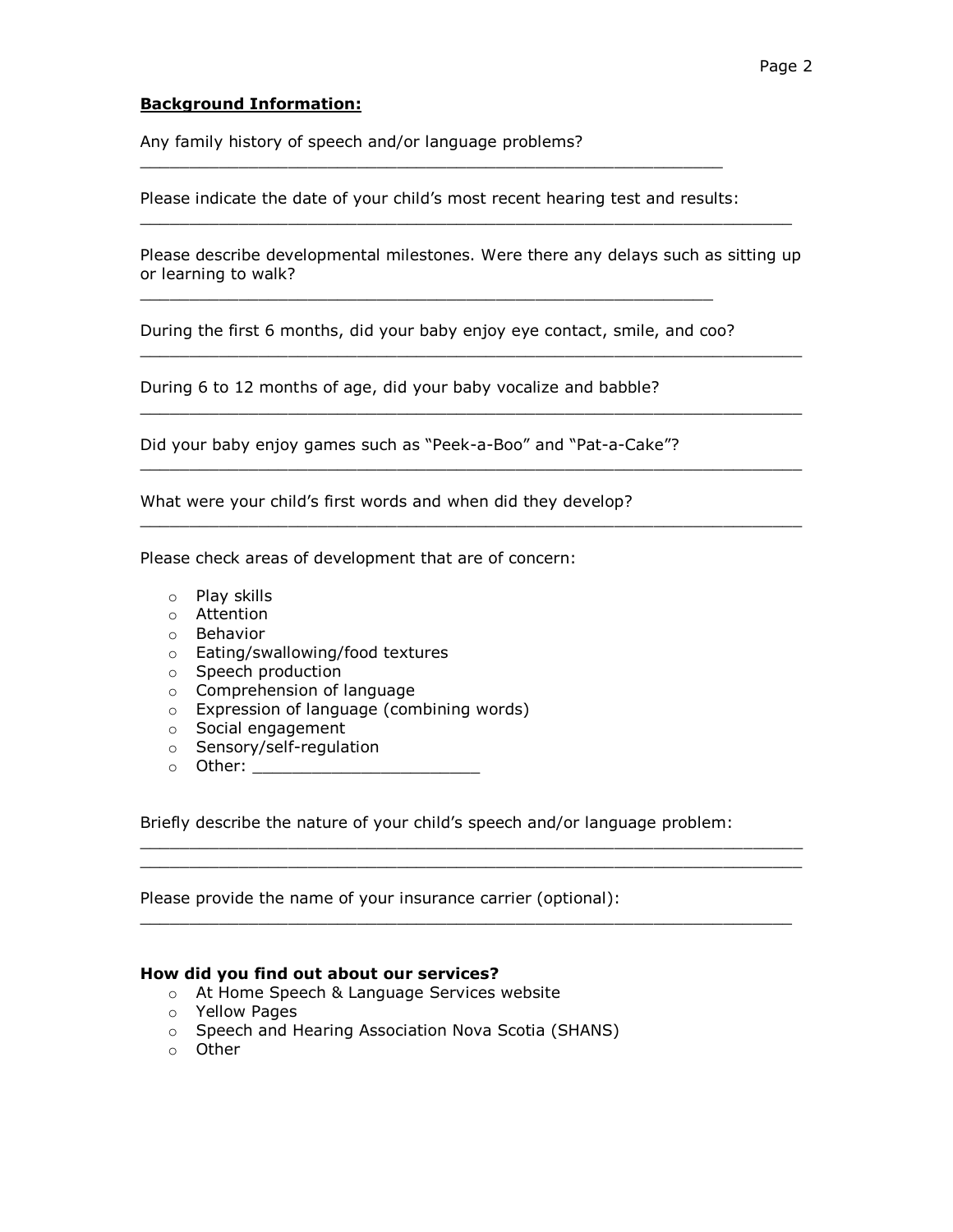**Background Information:**

Any family history of speech and/or language problems?
______________________________________________________________

Please indicate the date of your child's most recent hearing test and results:
______________________________________________________________

Please describe developmental milestones. Were there any delays such as sitting up or learning to walk?
______________________________________________________________

During the first 6 months, did your baby enjoy eye contact, smile, and coo?
______________________________________________________________

During 6 to 12 months of age, did your baby vocalize and babble?
______________________________________________________________

Did your baby enjoy games such as "Peek-a-Boo" and "Pat-a-Cake"?
______________________________________________________________

What were your child's first words and when did they develop?
______________________________________________________________

Please check areas of development that are of concern:

- Play skills
- Attention
- Behavior
- Eating/swallowing/food textures
- Speech production
- Comprehension of language
- Expression of language (combining words)
- Social engagement
- Sensory/self-regulation
- Other: _______________________

Briefly describe the nature of your child's speech and/or language problem:
______________________________________________________________
______________________________________________________________

Please provide the name of your insurance carrier (optional):
______________________________________________________________

**How did you find out about our services?**

- At Home Speech & Language Services website
- Yellow Pages
- Speech and Hearing Association Nova Scotia (SHANS)
- Other